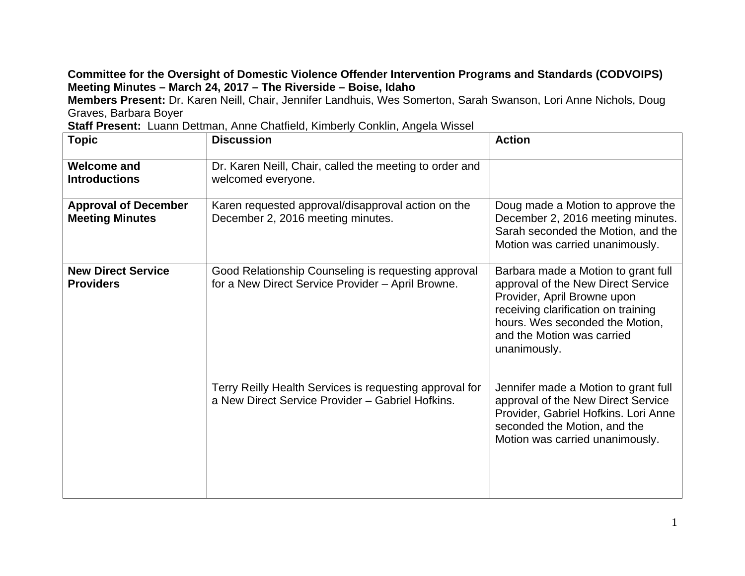**Committee for the Oversight of Domestic Violence Offender Intervention Programs and Standards (CODVOIPS)**
**Meeting Minutes – March 24, 2017 – The Riverside – Boise, Idaho**
**Members Present:** Dr. Karen Neill, Chair, Jennifer Landhuis, Wes Somerton, Sarah Swanson, Lori Anne Nichols, Doug Graves, Barbara Boyer
**Staff Present:** Luann Dettman, Anne Chatfield, Kimberly Conklin, Angela Wissel

| Topic | Discussion | Action |
|---|---|---|
| **Welcome and Introductions** | Dr. Karen Neill, Chair, called the meeting to order and welcomed everyone. | |
| **Approval of December Meeting Minutes** | Karen requested approval/disapproval action on the December 2, 2016 meeting minutes. | Doug made a Motion to approve the December 2, 2016 meeting minutes. Sarah seconded the Motion, and the Motion was carried unanimously. |
| **New Direct Service Providers** | Good Relationship Counseling is requesting approval for a New Direct Service Provider – April Browne. | Barbara made a Motion to grant full approval of the New Direct Service Provider, April Browne upon receiving clarification on training hours. Wes seconded the Motion, and the Motion was carried unanimously. |
| | Terry Reilly Health Services is requesting approval for a New Direct Service Provider – Gabriel Hofkins. | Jennifer made a Motion to grant full approval of the New Direct Service Provider, Gabriel Hofkins. Lori Anne seconded the Motion, and the Motion was carried unanimously. |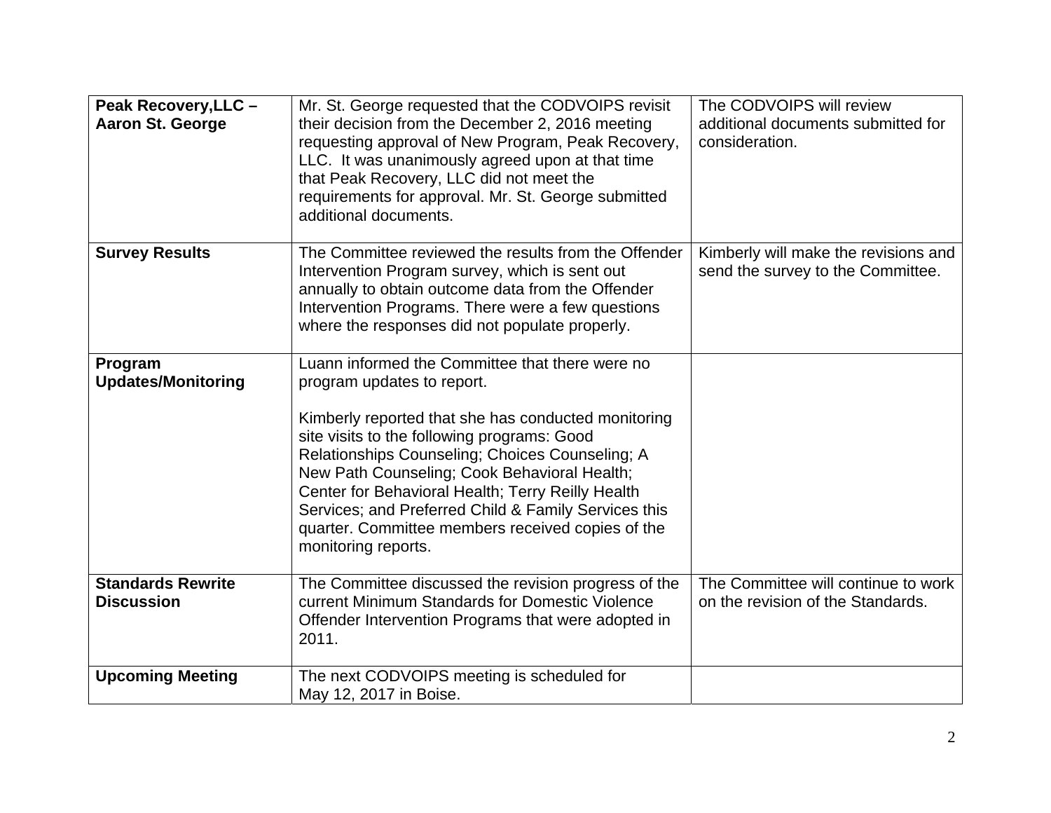| **Peak Recovery,LLC – Aaron St. George** | Mr. St. George requested that the CODVOIPS revisit their decision from the December 2, 2016 meeting requesting approval of New Program, Peak Recovery, LLC. It was unanimously agreed upon at that time that Peak Recovery, LLC did not meet the requirements for approval. Mr. St. George submitted additional documents. | The CODVOIPS will review additional documents submitted for consideration. |
|---|---|---|
| **Survey Results** | The Committee reviewed the results from the Offender Intervention Program survey, which is sent out annually to obtain outcome data from the Offender Intervention Programs. There were a few questions where the responses did not populate properly. | Kimberly will make the revisions and send the survey to the Committee. |
| **Program Updates/Monitoring** | Luann informed the Committee that there were no program updates to report.<br><br>Kimberly reported that she has conducted monitoring site visits to the following programs: Good Relationships Counseling; Choices Counseling; A New Path Counseling; Cook Behavioral Health; Center for Behavioral Health; Terry Reilly Health Services; and Preferred Child & Family Services this quarter. Committee members received copies of the monitoring reports. | |
| **Standards Rewrite Discussion** | The Committee discussed the revision progress of the current Minimum Standards for Domestic Violence Offender Intervention Programs that were adopted in 2011. | The Committee will continue to work on the revision of the Standards. |
| **Upcoming Meeting** | The next CODVOIPS meeting is scheduled for May 12, 2017 in Boise. | |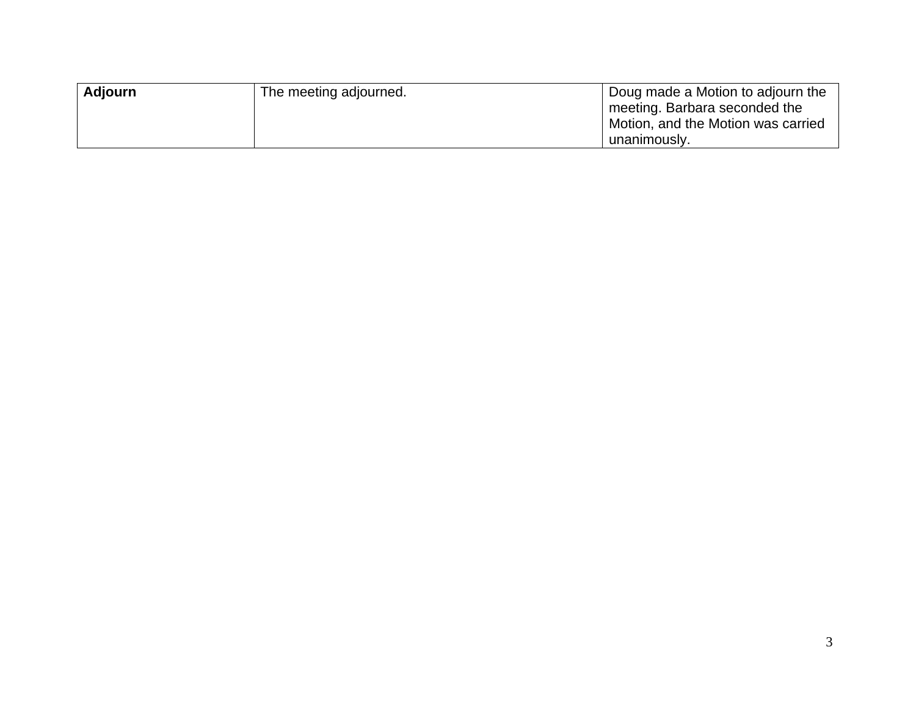| | | |
|---|---|---|
| **Adjourn** | The meeting adjourned. | Doug made a Motion to adjourn the meeting. Barbara seconded the Motion, and the Motion was carried unanimously. |